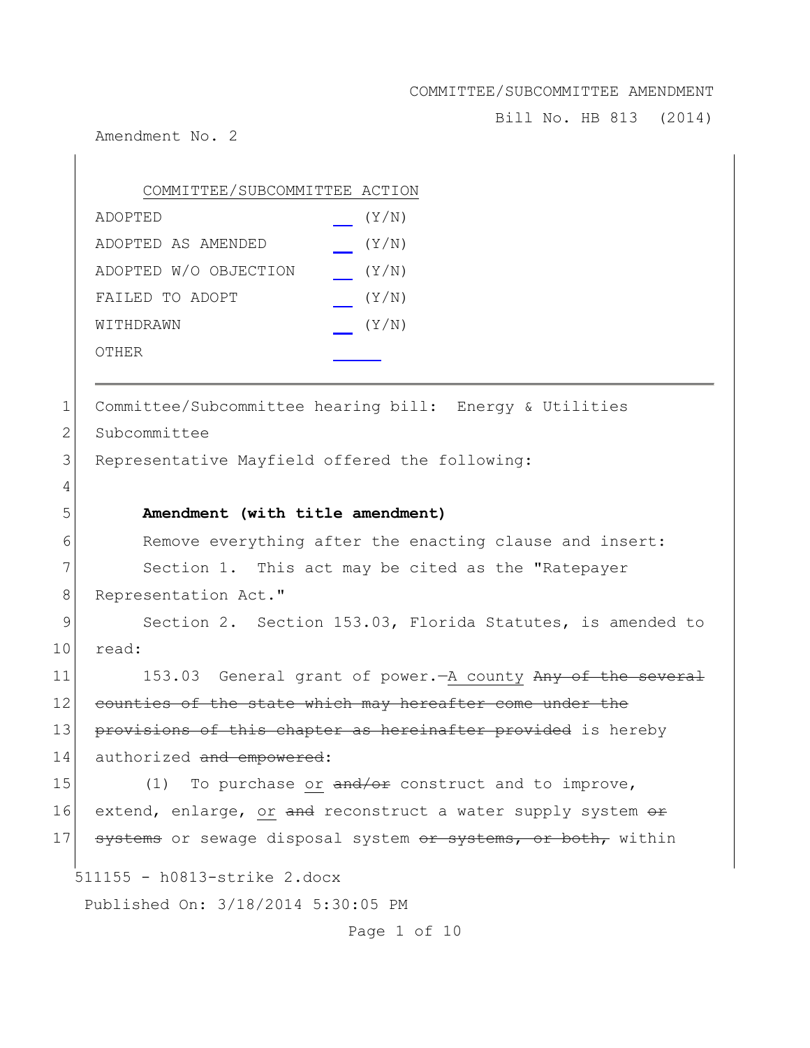COMMITTEE/SUBCOMMITTEE AMENDMENT

Bill No. HB 813 (2014)

Amendment No. 2

| COMMITTEE/SUBCOMMITTEE ACTION | |
|---|---|
| ADOPTED | __ (Y/N) |
| ADOPTED AS AMENDED | __ (Y/N) |
| ADOPTED W/O OBJECTION | __ (Y/N) |
| FAILED TO ADOPT | __ (Y/N) |
| WITHDRAWN | __ (Y/N) |
| OTHER | ____ |

---

1 Committee/Subcommittee hearing bill: Energy & Utilities
2 Subcommittee
3 Representative Mayfield offered the following:
4
5 **Amendment (with title amendment)**
6 Remove everything after the enacting clause and insert:
7 Section 1. This act may be cited as the "Ratepayer
8 Representation Act."
9 Section 2. Section 153.03, Florida Statutes, is amended to
10 read:
11 153.03 General grant of power.—<u>A county</u> ~~Any of the several~~
12 ~~counties of the state which may hereafter come under the~~
13 ~~provisions of this chapter as hereinafter provided~~ is hereby
14 authorized ~~and empowered~~:
15 (1) To purchase <u>or</u> ~~and/or~~ construct and to improve,
16 extend, enlarge, <u>or</u> ~~and~~ reconstruct a water supply system ~~or~~
17 ~~systems~~ or sewage disposal system ~~or systems, or both,~~ within

511155 - h0813-strike 2.docx

Published On: 3/18/2014 5:30:05 PM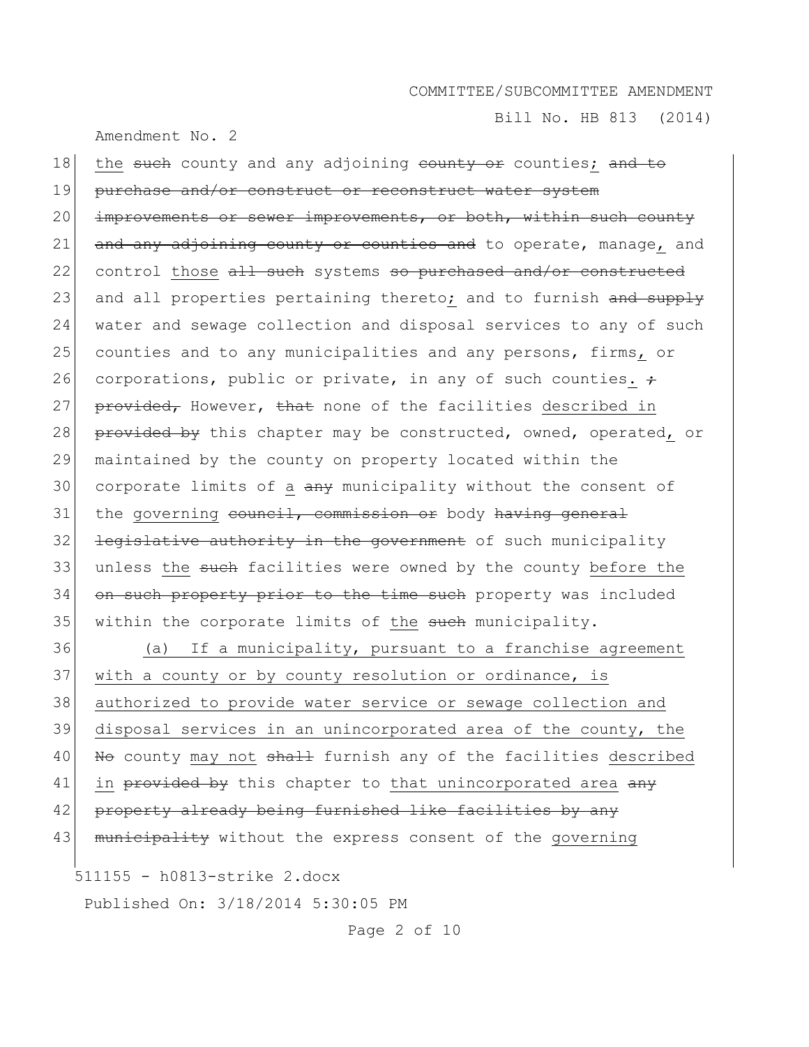the ~~such~~ county and any adjoining ~~county or~~ counties<u>;</u> ~~and to purchase and/or construct or reconstruct water system improvements or sewer improvements, or both, within such county and any adjoining county or counties and~~ to operate, manage<u>,</u> and control <u>those</u> ~~all such~~ systems ~~so purchased and/or constructed~~ and all properties pertaining thereto<u>;</u> and to furnish ~~and supply~~ water and sewage collection and disposal services to any of such counties and to any municipalities and any persons, firms<u>,</u> or corporations, public or private, in any of such counties<u>.</u> ~~; provided,~~ However, ~~that~~ none of the facilities <u>described in</u> ~~provided by~~ this chapter may be constructed, owned, operated<u>,</u> or maintained by the county on property located within the corporate limits of <u>a</u> ~~any~~ municipality without the consent of the <u>governing</u> ~~council, commission or~~ body ~~having general legislative authority in the government~~ of such municipality unless <u>the</u> ~~such~~ facilities were owned by the county <u>before the</u> ~~on such property prior to the time such~~ property was included within the corporate limits of <u>the</u> ~~such~~ municipality.

<u>(a) If a municipality, pursuant to a franchise agreement with a county or by county resolution or ordinance, is authorized to provide water service or sewage collection and disposal services in an unincorporated area of the county, the</u> ~~No~~ county <u>may not</u> ~~shall~~ furnish any of the facilities <u>described in</u> ~~provided by~~ this chapter to <u>that unincorporated area</u> ~~any property already being furnished like facilities by any municipality~~ without the express consent of the <u>governing</u>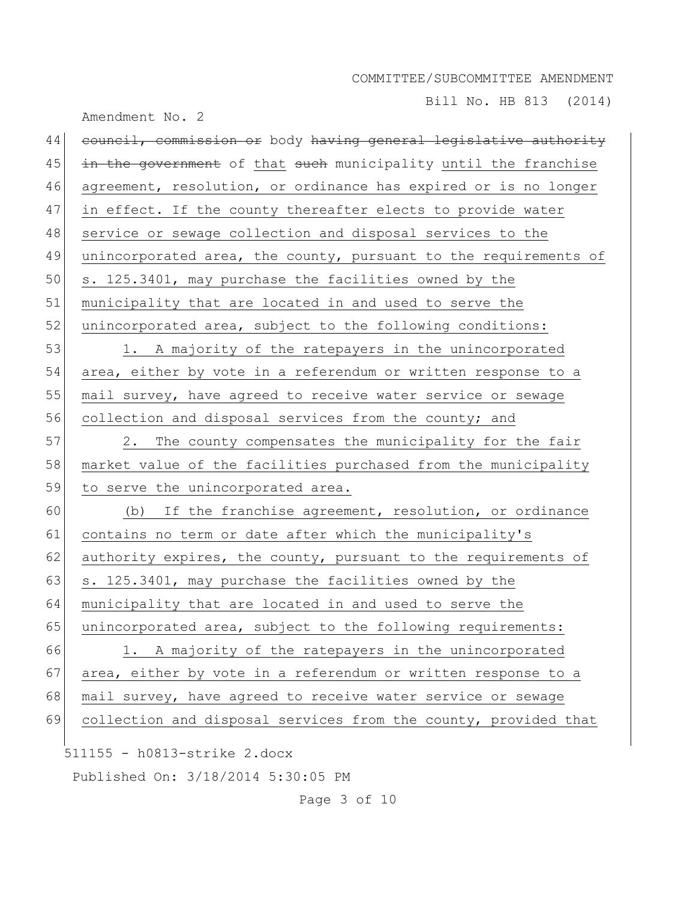council, commission or body having general legislative authority in the government of that such municipality until the franchise agreement, resolution, or ordinance has expired or is no longer in effect. If the county thereafter elects to provide water service or sewage collection and disposal services to the unincorporated area, the county, pursuant to the requirements of s. 125.3401, may purchase the facilities owned by the municipality that are located in and used to serve the unincorporated area, subject to the following conditions:

1. A majority of the ratepayers in the unincorporated area, either by vote in a referendum or written response to a mail survey, have agreed to receive water service or sewage collection and disposal services from the county; and

2. The county compensates the municipality for the fair market value of the facilities purchased from the municipality to serve the unincorporated area.

(b) If the franchise agreement, resolution, or ordinance contains no term or date after which the municipality's authority expires, the county, pursuant to the requirements of s. 125.3401, may purchase the facilities owned by the municipality that are located in and used to serve the unincorporated area, subject to the following requirements:

1. A majority of the ratepayers in the unincorporated area, either by vote in a referendum or written response to a mail survey, have agreed to receive water service or sewage collection and disposal services from the county, provided that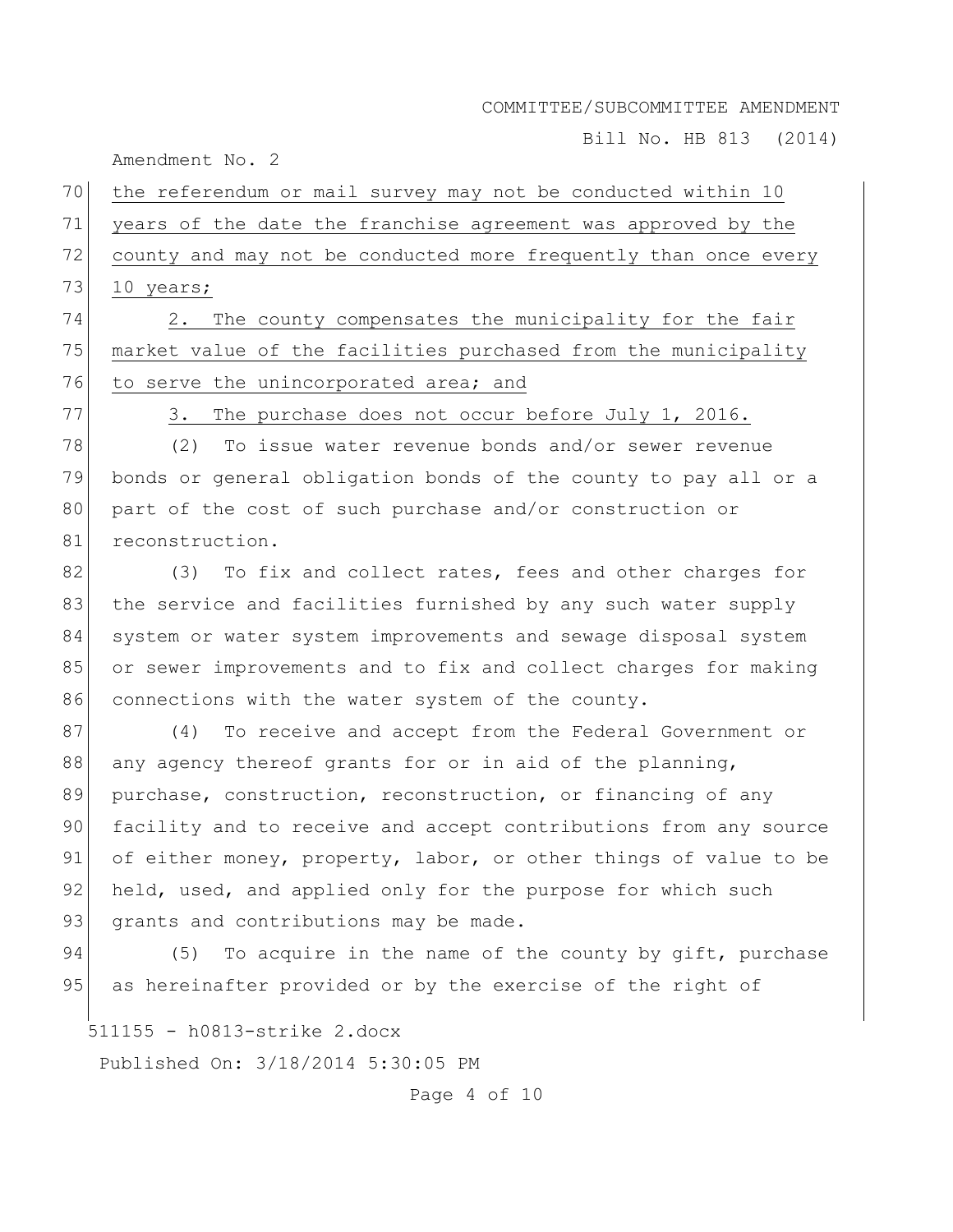the referendum or mail survey may not be conducted within 10 years of the date the franchise agreement was approved by the county and may not be conducted more frequently than once every 10 years;

2. The county compensates the municipality for the fair market value of the facilities purchased from the municipality to serve the unincorporated area; and

3. The purchase does not occur before July 1, 2016.

(2) To issue water revenue bonds and/or sewer revenue bonds or general obligation bonds of the county to pay all or a part of the cost of such purchase and/or construction or reconstruction.

(3) To fix and collect rates, fees and other charges for the service and facilities furnished by any such water supply system or water system improvements and sewage disposal system or sewer improvements and to fix and collect charges for making connections with the water system of the county.

(4) To receive and accept from the Federal Government or any agency thereof grants for or in aid of the planning, purchase, construction, reconstruction, or financing of any facility and to receive and accept contributions from any source of either money, property, labor, or other things of value to be held, used, and applied only for the purpose for which such grants and contributions may be made.

(5) To acquire in the name of the county by gift, purchase as hereinafter provided or by the exercise of the right of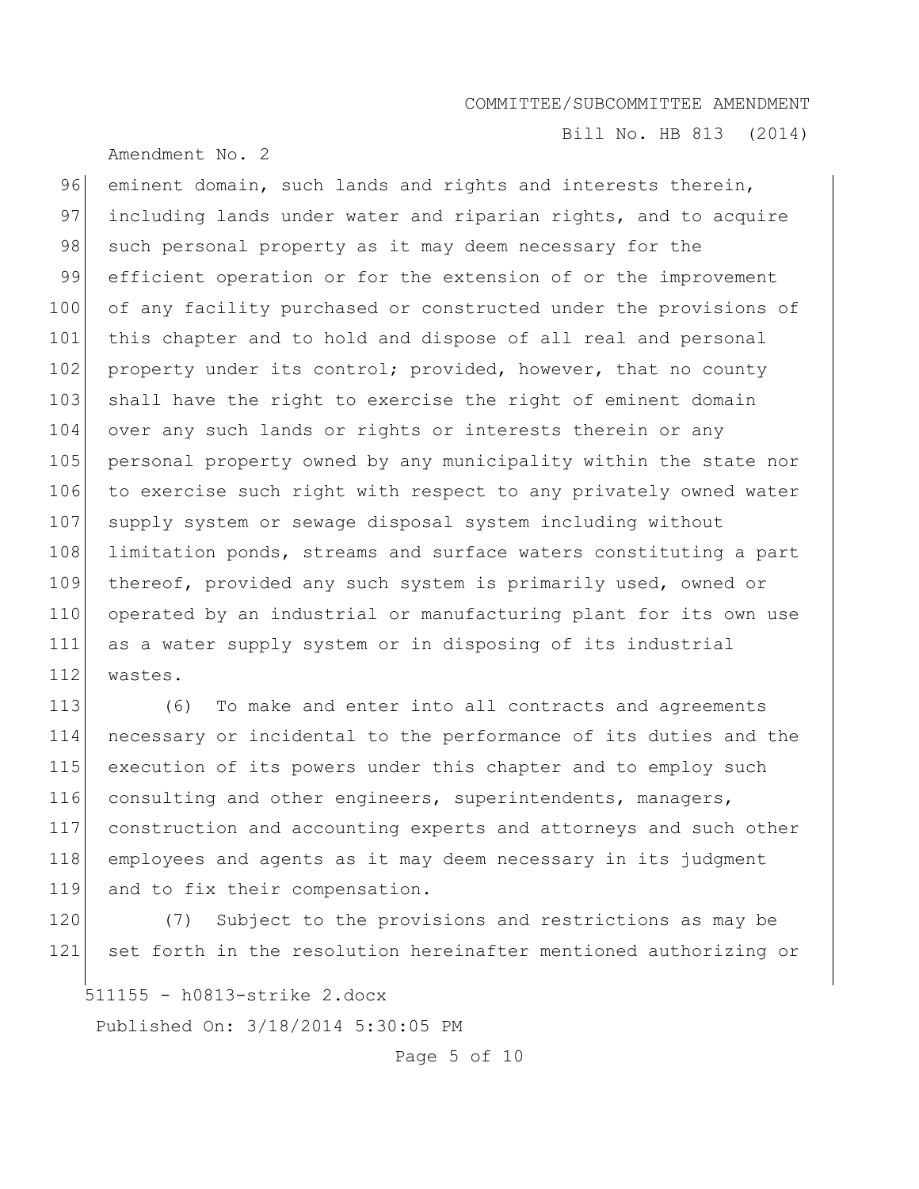eminent domain, such lands and rights and interests therein, including lands under water and riparian rights, and to acquire such personal property as it may deem necessary for the efficient operation or for the extension of or the improvement of any facility purchased or constructed under the provisions of this chapter and to hold and dispose of all real and personal property under its control; provided, however, that no county shall have the right to exercise the right of eminent domain over any such lands or rights or interests therein or any personal property owned by any municipality within the state nor to exercise such right with respect to any privately owned water supply system or sewage disposal system including without limitation ponds, streams and surface waters constituting a part thereof, provided any such system is primarily used, owned or operated by an industrial or manufacturing plant for its own use as a water supply system or in disposing of its industrial wastes.

(6) To make and enter into all contracts and agreements necessary or incidental to the performance of its duties and the execution of its powers under this chapter and to employ such consulting and other engineers, superintendents, managers, construction and accounting experts and attorneys and such other employees and agents as it may deem necessary in its judgment and to fix their compensation.

(7) Subject to the provisions and restrictions as may be set forth in the resolution hereinafter mentioned authorizing or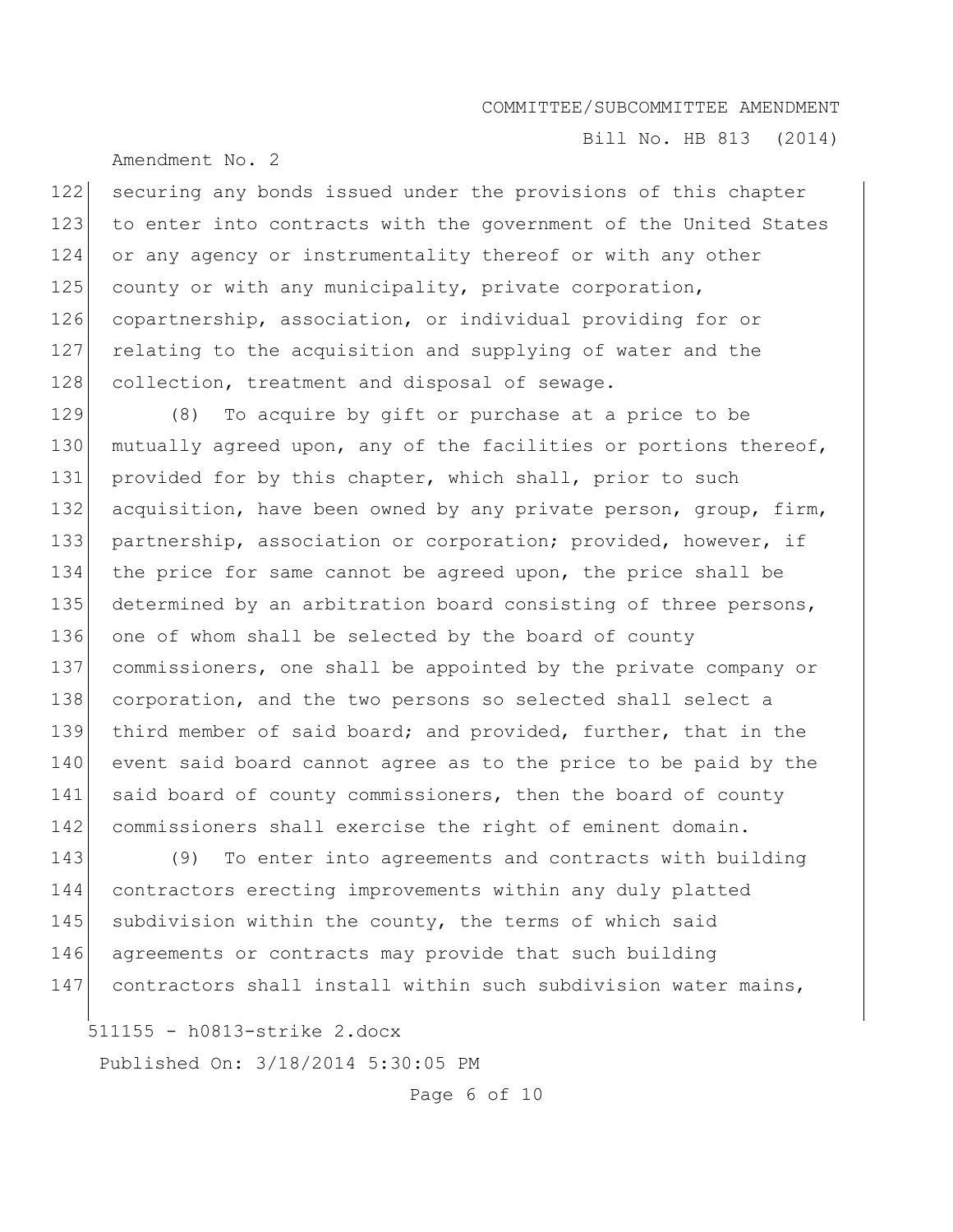securing any bonds issued under the provisions of this chapter to enter into contracts with the government of the United States or any agency or instrumentality thereof or with any other county or with any municipality, private corporation, copartnership, association, or individual providing for or relating to the acquisition and supplying of water and the collection, treatment and disposal of sewage.

(8) To acquire by gift or purchase at a price to be mutually agreed upon, any of the facilities or portions thereof, provided for by this chapter, which shall, prior to such acquisition, have been owned by any private person, group, firm, partnership, association or corporation; provided, however, if the price for same cannot be agreed upon, the price shall be determined by an arbitration board consisting of three persons, one of whom shall be selected by the board of county commissioners, one shall be appointed by the private company or corporation, and the two persons so selected shall select a third member of said board; and provided, further, that in the event said board cannot agree as to the price to be paid by the said board of county commissioners, then the board of county commissioners shall exercise the right of eminent domain.

(9) To enter into agreements and contracts with building contractors erecting improvements within any duly platted subdivision within the county, the terms of which said agreements or contracts may provide that such building contractors shall install within such subdivision water mains,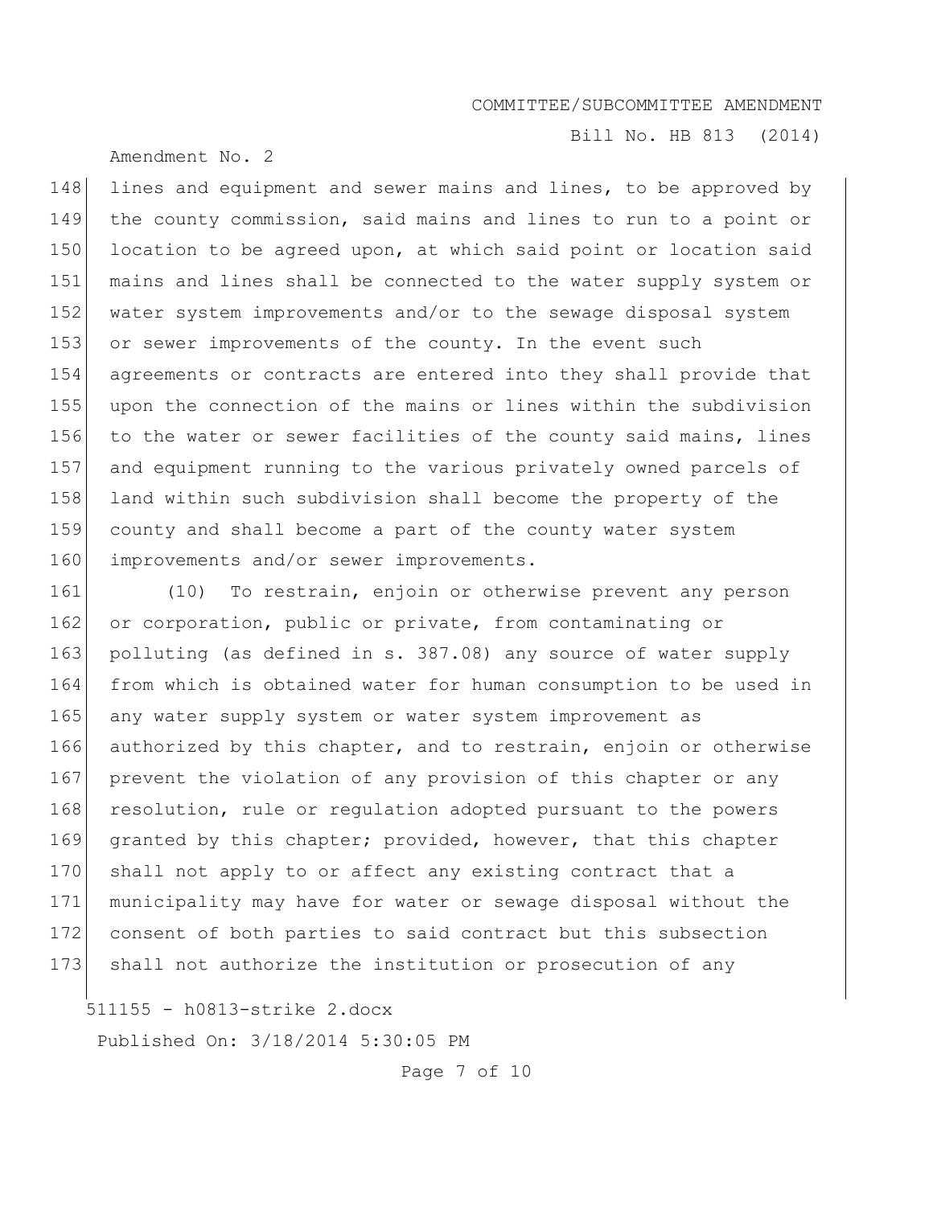lines and equipment and sewer mains and lines, to be approved by the county commission, said mains and lines to run to a point or location to be agreed upon, at which said point or location said mains and lines shall be connected to the water supply system or water system improvements and/or to the sewage disposal system or sewer improvements of the county. In the event such agreements or contracts are entered into they shall provide that upon the connection of the mains or lines within the subdivision to the water or sewer facilities of the county said mains, lines and equipment running to the various privately owned parcels of land within such subdivision shall become the property of the county and shall become a part of the county water system improvements and/or sewer improvements.

(10) To restrain, enjoin or otherwise prevent any person or corporation, public or private, from contaminating or polluting (as defined in s. 387.08) any source of water supply from which is obtained water for human consumption to be used in any water supply system or water system improvement as authorized by this chapter, and to restrain, enjoin or otherwise prevent the violation of any provision of this chapter or any resolution, rule or regulation adopted pursuant to the powers granted by this chapter; provided, however, that this chapter shall not apply to or affect any existing contract that a municipality may have for water or sewage disposal without the consent of both parties to said contract but this subsection shall not authorize the institution or prosecution of any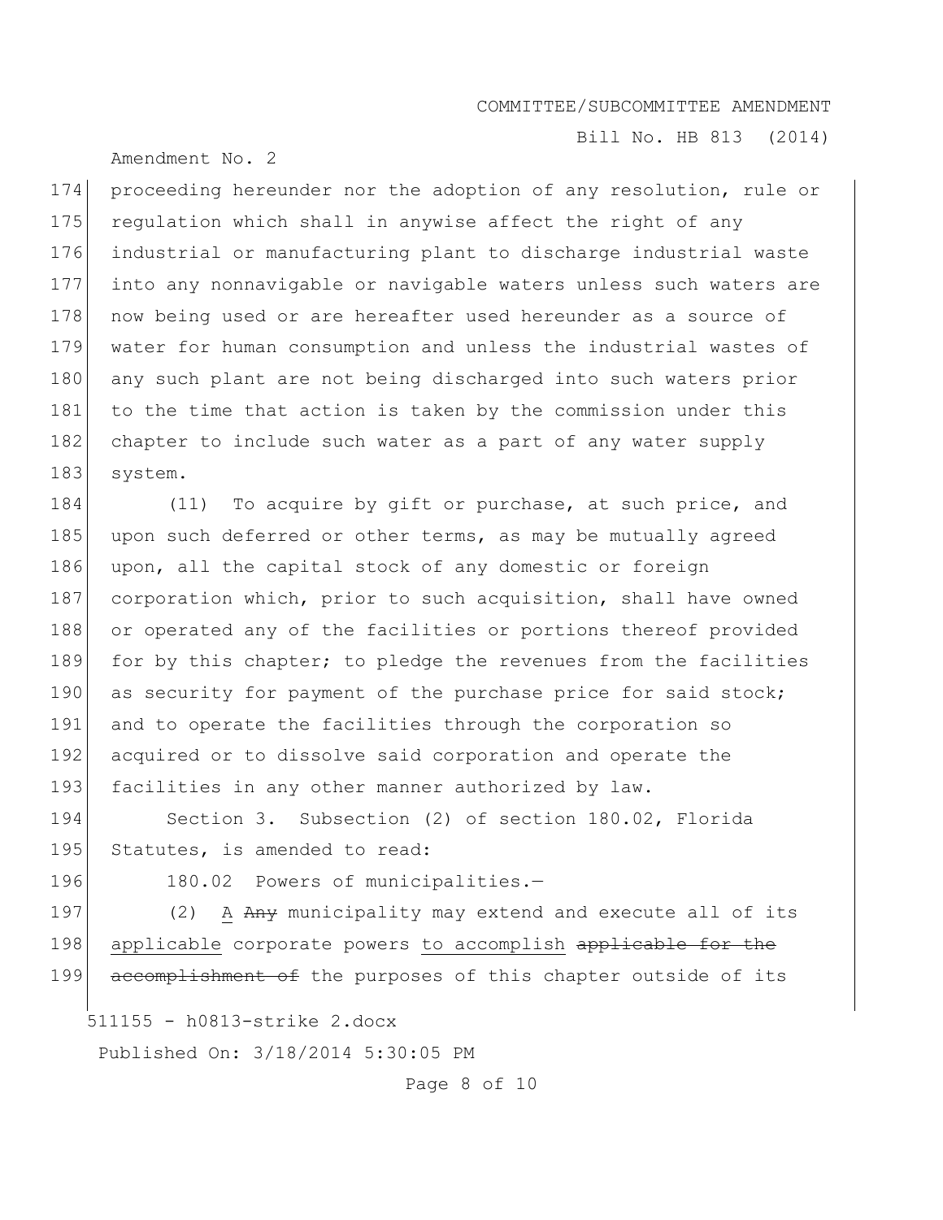proceeding hereunder nor the adoption of any resolution, rule or regulation which shall in anywise affect the right of any industrial or manufacturing plant to discharge industrial waste into any nonnavigable or navigable waters unless such waters are now being used or are hereafter used hereunder as a source of water for human consumption and unless the industrial wastes of any such plant are not being discharged into such waters prior to the time that action is taken by the commission under this chapter to include such water as a part of any water supply system.

(11) To acquire by gift or purchase, at such price, and upon such deferred or other terms, as may be mutually agreed upon, all the capital stock of any domestic or foreign corporation which, prior to such acquisition, shall have owned or operated any of the facilities or portions thereof provided for by this chapter; to pledge the revenues from the facilities as security for payment of the purchase price for said stock; and to operate the facilities through the corporation so acquired or to dissolve said corporation and operate the facilities in any other manner authorized by law.

Section 3. Subsection (2) of section 180.02, Florida Statutes, is amended to read:

180.02 Powers of municipalities.—

(2) <u>A</u> ~~Any~~ municipality may extend and execute all of its <u>applicable</u> corporate powers <u>to accomplish</u> ~~applicable for the accomplishment of~~ the purposes of this chapter outside of its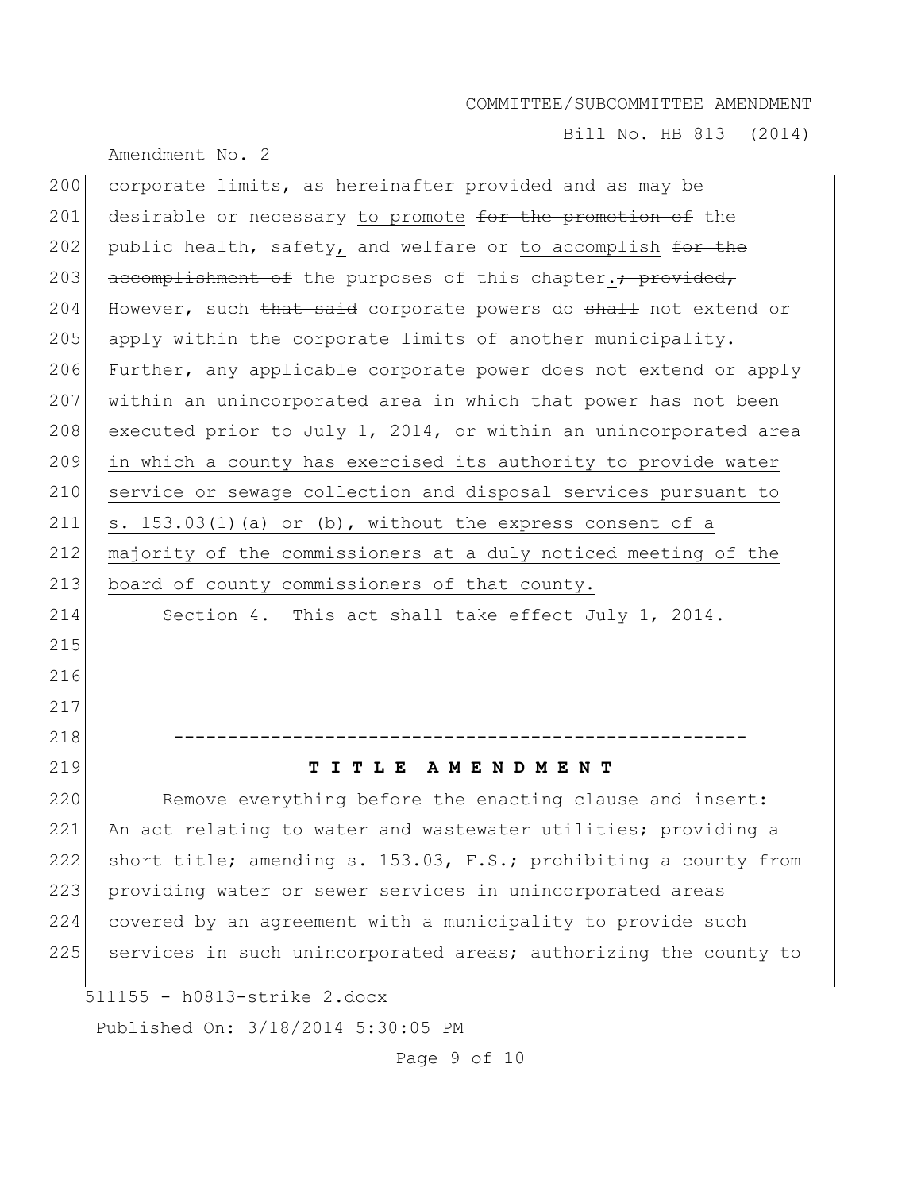200 corporate limits~~, as hereinafter provided and~~ as may be
201 desirable or necessary to promote ~~for the promotion of~~ the
202 public health, safety, and welfare or to accomplish ~~for the~~
203 ~~accomplishment of~~ the purposes of this chapter.~~; provided,~~
204 However, such ~~that said~~ corporate powers do ~~shall~~ not extend or
205 apply within the corporate limits of another municipality.
206 Further, any applicable corporate power does not extend or apply
207 within an unincorporated area in which that power has not been
208 executed prior to July 1, 2014, or within an unincorporated area
209 in which a county has exercised its authority to provide water
210 service or sewage collection and disposal services pursuant to
211 s. 153.03(1)(a) or (b), without the express consent of a
212 majority of the commissioners at a duly noticed meeting of the
213 board of county commissioners of that county.
214 Section 4. This act shall take effect July 1, 2014.
215
216
217
218 -----------------------------------------------------
219 **T I T L E A M E N D M E N T**
220 Remove everything before the enacting clause and insert:
221 An act relating to water and wastewater utilities; providing a
222 short title; amending s. 153.03, F.S.; prohibiting a county from
223 providing water or sewer services in unincorporated areas
224 covered by an agreement with a municipality to provide such
225 services in such unincorporated areas; authorizing the county to

511155 - h0813-strike 2.docx

Published On: 3/18/2014 5:30:05 PM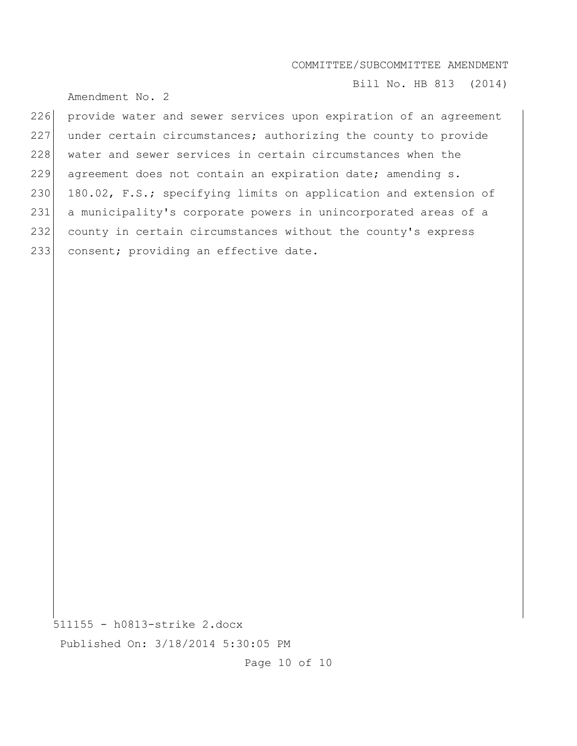provide water and sewer services upon expiration of an agreement under certain circumstances; authorizing the county to provide water and sewer services in certain circumstances when the agreement does not contain an expiration date; amending s. 180.02, F.S.; specifying limits on application and extension of a municipality's corporate powers in unincorporated areas of a county in certain circumstances without the county's express consent; providing an effective date.